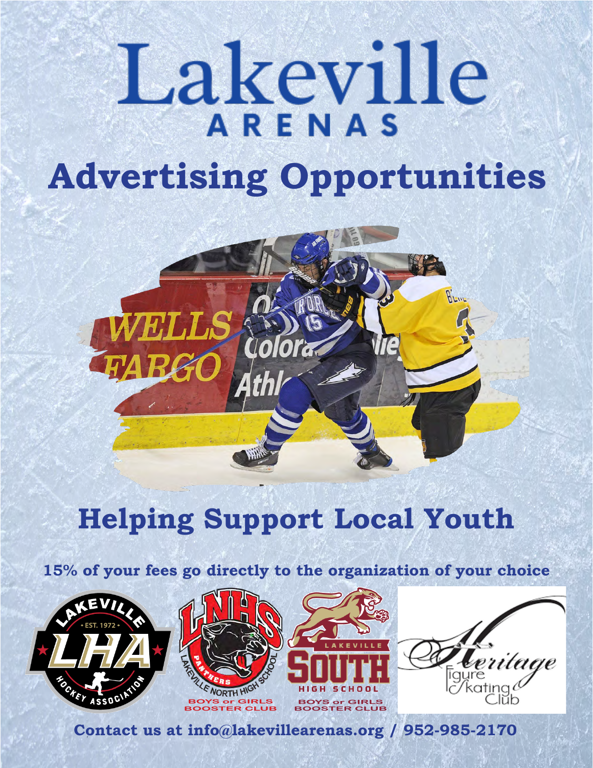# Lakeville ARENAS

# Advertising Opportunities

## Helping Support Local Youth

**15% of your fees go directly to the organization of your choice**

**Contact us at info@lakevillearenas.org / 952-985-2170**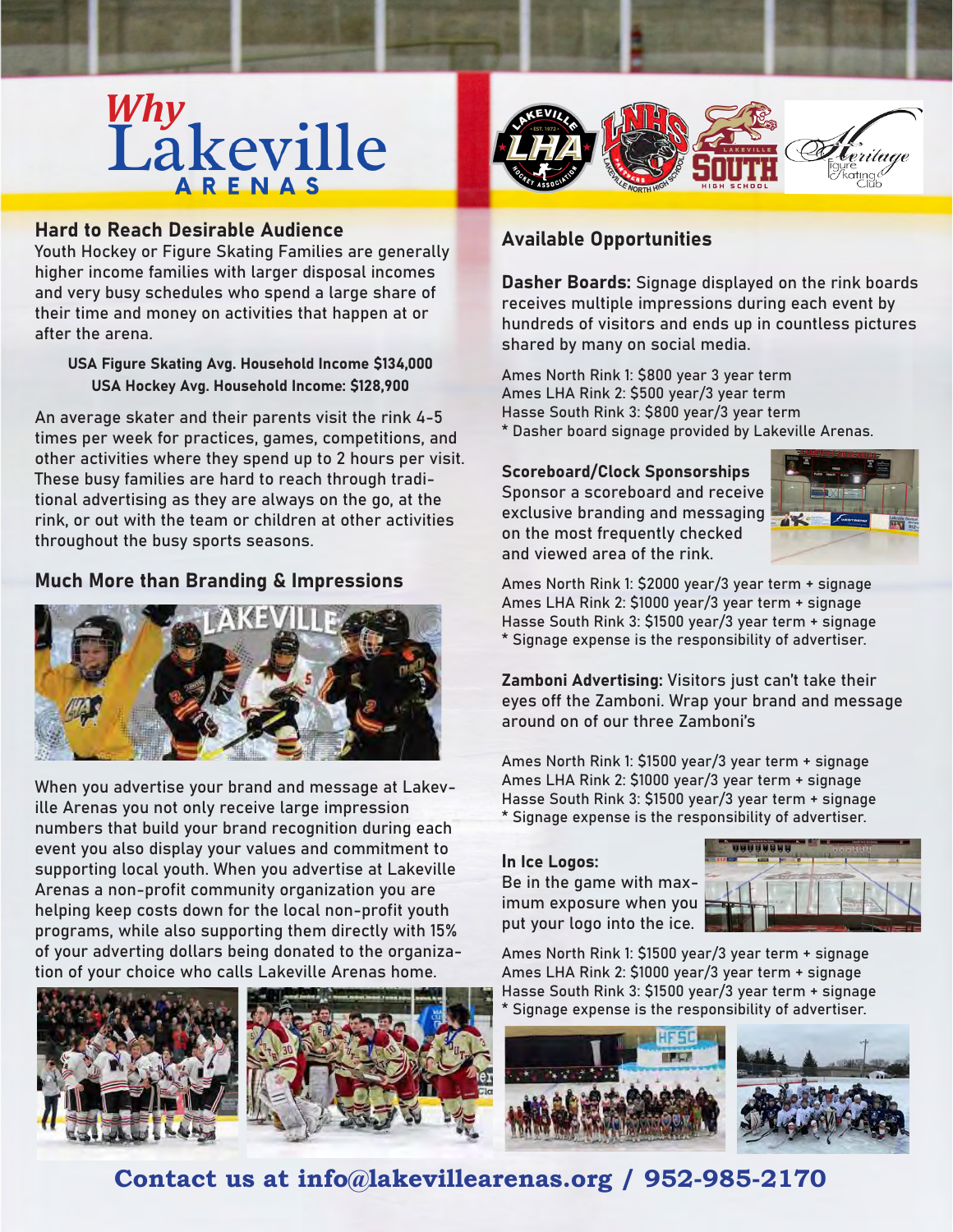# *Why* Lakeville ARENAS

## Hard to Reach Desirable Audience

Youth Hockey or Figure Skating Families are generally higher income families with larger disposal incomes and very busy schedules who spend a large share of their time and money on activities that happen at or after the arena.

**USA Figure Skating Avg. Household Income $134,000**
**USA Hockey Avg. Household Income: $128,900**

An average skater and their parents visit the rink 4-5 times per week for practices, games, competitions, and other activities where they spend up to 2 hours per visit. These busy families are hard to reach through traditional advertising as they are always on the go, at the rink, or out with the team or children at other activities throughout the busy sports seasons.

## Much More than Branding & Impressions

When you advertise your brand and message at Lakeville Arenas you not only receive large impression numbers that build your brand recognition during each event you also display your values and commitment to supporting local youth. When you advertise at Lakeville Arenas a non-profit community organization you are helping keep costs down for the local non-profit youth programs, while also supporting them directly with 15% of your adverting dollars being donated to the organization of your choice who calls Lakeville Arenas home.

## Available Opportunities

**Dasher Boards:** Signage displayed on the rink boards receives multiple impressions during each event by hundreds of visitors and ends up in countless pictures shared by many on social media.

Ames North Rink 1: $800 year 3 year term
Ames LHA Rink 2: $500 year/3 year term
Hasse South Rink 3: $800 year/3 year term
* Dasher board signage provided by Lakeville Arenas.

**Scoreboard/Clock Sponsorships**
Sponsor a scoreboard and receive exclusive branding and messaging on the most frequently checked and viewed area of the rink.

Ames North Rink 1: $2000 year/3 year term + signage
Ames LHA Rink 2: $1000 year/3 year term + signage
Hasse South Rink 3: $1500 year/3 year term + signage
* Signage expense is the responsibility of advertiser.

**Zamboni Advertising:** Visitors just can't take their eyes off the Zamboni. Wrap your brand and message around on of our three Zamboni's

Ames North Rink 1: $1500 year/3 year term + signage
Ames LHA Rink 2: $1000 year/3 year term + signage
Hasse South Rink 3: $1500 year/3 year term + signage
* Signage expense is the responsibility of advertiser.

**In Ice Logos:**
Be in the game with maximum exposure when you put your logo into the ice.

Ames North Rink 1: $1500 year/3 year term + signage
Ames LHA Rink 2: $1000 year/3 year term + signage
Hasse South Rink 3: $1500 year/3 year term + signage
* Signage expense is the responsibility of advertiser.

**Contact us at info@lakevillearenas.org / 952-985-2170**